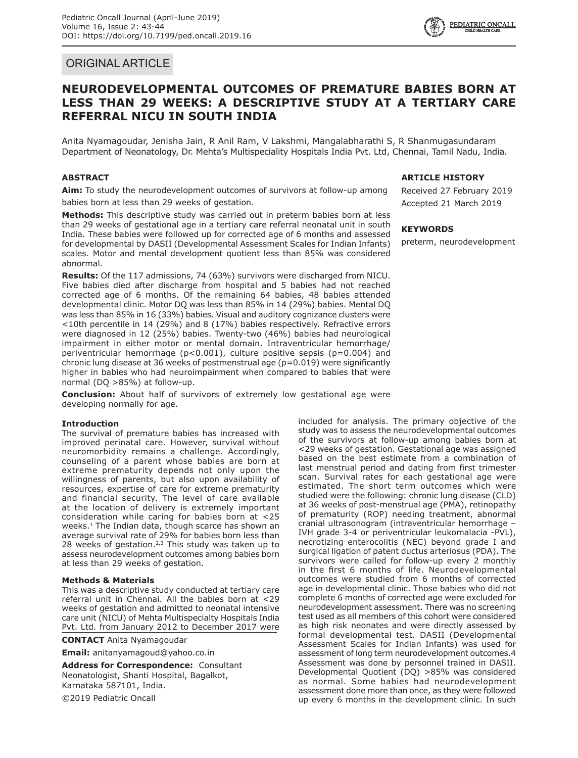ORIGINAL ARTICLE

# NEURODEVELOPMENTAL OUTCOMES OF PREMATURE BABIES BORN AT LESS THAN 29 WEEKS: A DESCRIPTIVE STUDY AT A TERTIARY CARE REFERRAL NICU IN SOUTH INDIA

Anita Nyamagoudar, Jenisha Jain, R Anil Ram, V Lakshmi, Mangalabharathi S, R Shanmugasundaram
Department of Neonatology, Dr. Mehta's Multispeciality Hospitals India Pvt. Ltd, Chennai, Tamil Nadu, India.

### ABSTRACT

**Aim:** To study the neurodevelopment outcomes of survivors at follow-up among babies born at less than 29 weeks of gestation.

**Methods:** This descriptive study was carried out in preterm babies born at less than 29 weeks of gestational age in a tertiary care referral neonatal unit in south India. These babies were followed up for corrected age of 6 months and assessed for developmental by DASII (Developmental Assessment Scales for Indian Infants) scales. Motor and mental development quotient less than 85% was considered abnormal.

**Results:** Of the 117 admissions, 74 (63%) survivors were discharged from NICU. Five babies died after discharge from hospital and 5 babies had not reached corrected age of 6 months. Of the remaining 64 babies, 48 babies attended developmental clinic. Motor DQ was less than 85% in 14 (29%) babies. Mental DQ was less than 85% in 16 (33%) babies. Visual and auditory cognizance clusters were <10th percentile in 14 (29%) and 8 (17%) babies respectively. Refractive errors were diagnosed in 12 (25%) babies. Twenty-two (46%) babies had neurological impairment in either motor or mental domain. Intraventricular hemorrhage/ periventricular hemorrhage ($p<0.001$), culture positive sepsis ($p=0.004$) and chronic lung disease at 36 weeks of postmenstrual age ($p=0.019$) were significantly higher in babies who had neuroimpairment when compared to babies that were normal (DQ >85%) at follow-up.

**Conclusion:** About half of survivors of extremely low gestational age were developing normally for age.

### ARTICLE HISTORY

Received 27 February 2019
Accepted 21 March 2019

### KEYWORDS

preterm, neurodevelopment

### Introduction

The survival of premature babies has increased with improved perinatal care. However, survival without neuromorbidity remains a challenge. Accordingly, counseling of a parent whose babies are born at extreme prematurity depends not only upon the willingness of parents, but also upon availability of resources, expertise of care for extreme prematurity and financial security. The level of care available at the location of delivery is extremely important consideration while caring for babies born at <25 weeks.[1] The Indian data, though scarce has shown an average survival rate of 29% for babies born less than 28 weeks of gestation.[2,3] This study was taken up to assess neurodevelopment outcomes among babies born at less than 29 weeks of gestation.

### Methods & Materials

This was a descriptive study conducted at tertiary care referral unit in Chennai. All the babies born at <29 weeks of gestation and admitted to neonatal intensive care unit (NICU) of Mehta Multispecialty Hospitals India Pvt. Ltd. from January 2012 to December 2017 were included for analysis. The primary objective of the study was to assess the neurodevelopmental outcomes of the survivors at follow-up among babies born at <29 weeks of gestation. Gestational age was assigned based on the best estimate from a combination of last menstrual period and dating from first trimester scan. Survival rates for each gestational age were estimated. The short term outcomes which were studied were the following: chronic lung disease (CLD) at 36 weeks of post-menstrual age (PMA), retinopathy of prematurity (ROP) needing treatment, abnormal cranial ultrasonogram (intraventricular hemorrhage – IVH grade 3-4 or periventricular leukomalacia -PVL), necrotizing enterocolitis (NEC) beyond grade I and surgical ligation of patent ductus arteriosus (PDA). The survivors were called for follow-up every 2 monthly in the first 6 months of life. Neurodevelopmental outcomes were studied from 6 months of corrected age in developmental clinic. Those babies who did not complete 6 months of corrected age were excluded for neurodevelopment assessment. There was no screening test used as all members of this cohort were considered as high risk neonates and were directly assessed by formal developmental test. DASII (Developmental Assessment Scales for Indian Infants) was used for assessment of long term neurodevelopment outcomes.4 Assessment was done by personnel trained in DASII. Developmental Quotient (DQ) >85% was considered as normal. Some babies had neurodevelopment assessment done more than once, as they were followed up every 6 months in the development clinic. In such

**CONTACT** Anita Nyamagoudar

**Email:** anitanyamagoud@yahoo.co.in

**Address for Correspondence:** Consultant Neonatologist, Shanti Hospital, Bagalkot, Karnataka 587101, India.

©2019 Pediatric Oncall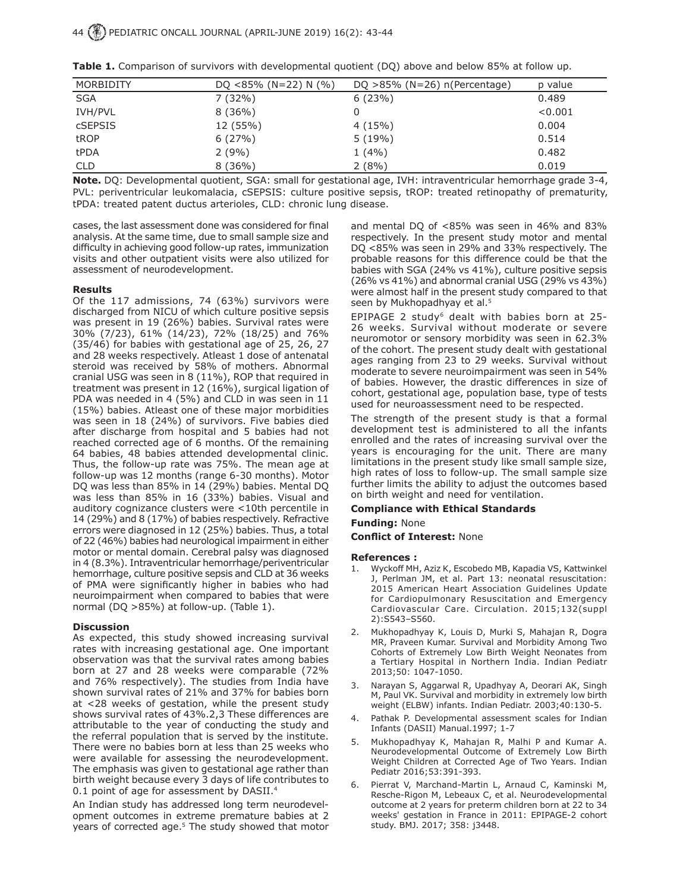**Table 1.** Comparison of survivors with developmental quotient (DQ) above and below 85% at follow up.

| MORBIDITY | DQ <85% (N=22) N (%) | DQ >85% (N=26) n(Percentage) | p value |
|---|---|---|---|
| SGA | 7 (32%) | 6 (23%) | 0.489 |
| IVH/PVL | 8 (36%) | 0 | <0.001 |
| cSEPSIS | 12 (55%) | 4 (15%) | 0.004 |
| tROP | 6 (27%) | 5 (19%) | 0.514 |
| tPDA | 2 (9%) | 1 (4%) | 0.482 |
| CLD | 8 (36%) | 2 (8%) | 0.019 |

**Note.** DQ: Developmental quotient, SGA: small for gestational age, IVH: intraventricular hemorrhage grade 3-4, PVL: periventricular leukomalacia, cSEPSIS: culture positive sepsis, tROP: treated retinopathy of prematurity, tPDA: treated patent ductus arterioles, CLD: chronic lung disease.

cases, the last assessment done was considered for final analysis. At the same time, due to small sample size and difficulty in achieving good follow-up rates, immunization visits and other outpatient visits were also utilized for assessment of neurodevelopment.

### Results

Of the 117 admissions, 74 (63%) survivors were discharged from NICU of which culture positive sepsis was present in 19 (26%) babies. Survival rates were 30% (7/23), 61% (14/23), 72% (18/25) and 76% (35/46) for babies with gestational age of 25, 26, 27 and 28 weeks respectively. Atleast 1 dose of antenatal steroid was received by 58% of mothers. Abnormal cranial USG was seen in 8 (11%), ROP that required in treatment was present in 12 (16%), surgical ligation of PDA was needed in 4 (5%) and CLD in was seen in 11 (15%) babies. Atleast one of these major morbidities was seen in 18 (24%) of survivors. Five babies died after discharge from hospital and 5 babies had not reached corrected age of 6 months. Of the remaining 64 babies, 48 babies attended developmental clinic. Thus, the follow-up rate was 75%. The mean age at follow-up was 12 months (range 6-30 months). Motor DQ was less than 85% in 14 (29%) babies. Mental DQ was less than 85% in 16 (33%) babies. Visual and auditory cognizance clusters were <10th percentile in 14 (29%) and 8 (17%) of babies respectively. Refractive errors were diagnosed in 12 (25%) babies. Thus, a total of 22 (46%) babies had neurological impairment in either motor or mental domain. Cerebral palsy was diagnosed in 4 (8.3%). Intraventricular hemorrhage/periventricular hemorrhage, culture positive sepsis and CLD at 36 weeks of PMA were significantly higher in babies who had neuroimpairment when compared to babies that were normal (DQ >85%) at follow-up. (Table 1).

### Discussion

As expected, this study showed increasing survival rates with increasing gestational age. One important observation was that the survival rates among babies born at 27 and 28 weeks were comparable (72% and 76% respectively). The studies from India have shown survival rates of 21% and 37% for babies born at <28 weeks of gestation, while the present study shows survival rates of 43%.[2,3] These differences are attributable to the year of conducting the study and the referral population that is served by the institute. There were no babies born at less than 25 weeks who were available for assessing the neurodevelopment. The emphasis was given to gestational age rather than birth weight because every 3 days of life contributes to 0.1 point of age for assessment by DASII.[4]

An Indian study has addressed long term neurodevelopment outcomes in extreme premature babies at 2 years of corrected age.[5] The study showed that motor and mental DQ of <85% was seen in 46% and 83% respectively. In the present study motor and mental DQ <85% was seen in 29% and 33% respectively. The probable reasons for this difference could be that the babies with SGA (24% vs 41%), culture positive sepsis (26% vs 41%) and abnormal cranial USG (29% vs 43%) were almost half in the present study compared to that seen by Mukhopadhyay et al.[5]

EPIPAGE 2 study[6] dealt with babies born at 25-26 weeks. Survival without moderate or severe neuromotor or sensory morbidity was seen in 62.3% of the cohort. The present study dealt with gestational ages ranging from 23 to 29 weeks. Survival without moderate to severe neuroimpairment was seen in 54% of babies. However, the drastic differences in size of cohort, gestational age, population base, type of tests used for neuroassessment need to be respected.

The strength of the present study is that a formal development test is administered to all the infants enrolled and the rates of increasing survival over the years is encouraging for the unit. There are many limitations in the present study like small sample size, high rates of loss to follow-up. The small sample size further limits the ability to adjust the outcomes based on birth weight and need for ventilation.

**Compliance with Ethical Standards**

**Funding:** None

**Conflict of Interest:** None

### References :

1. Wyckoff MH, Aziz K, Escobedo MB, Kapadia VS, Kattwinkel J, Perlman JM, et al. Part 13: neonatal resuscitation: 2015 American Heart Association Guidelines Update for Cardiopulmonary Resuscitation and Emergency Cardiovascular Care. Circulation. 2015;132(suppl 2):S543–S560.
2. Mukhopadhyay K, Louis D, Murki S, Mahajan R, Dogra MR, Praveen Kumar. Survival and Morbidity Among Two Cohorts of Extremely Low Birth Weight Neonates from a Tertiary Hospital in Northern India. Indian Pediatr 2013;50: 1047-1050.
3. Narayan S, Aggarwal R, Upadhyay A, Deorari AK, Singh M, Paul VK. Survival and morbidity in extremely low birth weight (ELBW) infants. Indian Pediatr. 2003;40:130-5.
4. Pathak P. Developmental assessment scales for Indian Infants (DASII) Manual.1997; 1-7
5. Mukhopadhyay K, Mahajan R, Malhi P and Kumar A. Neurodevelopmental Outcome of Extremely Low Birth Weight Children at Corrected Age of Two Years. Indian Pediatr 2016;53:391-393.
6. Pierrat V, Marchand-Martin L, Arnaud C, Kaminski M, Resche-Rigon M, Lebeaux C, et al. Neurodevelopmental outcome at 2 years for preterm children born at 22 to 34 weeks' gestation in France in 2011: EPIPAGE-2 cohort study. BMJ. 2017; 358: j3448.